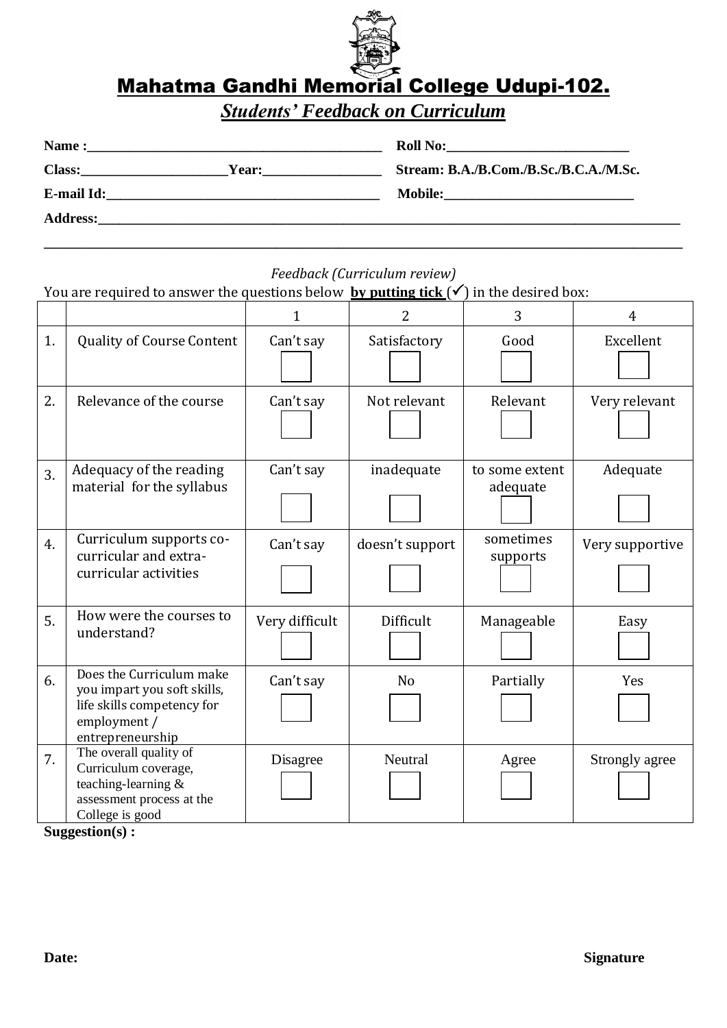# Mahatma Gandhi Memorial College Udupi-102.

## *Students' Feedback on Curriculum*

**Name :**_____________________________________________ **Roll No:**___________________________

**Class:**______________________**Year:**__________________ **Stream: B.A./B.Com./B.Sc./B.C.A./M.Sc.**

**E-mail Id:**__________________________________________ **Mobile:**____________________________

**Address:**_____________________________________________________________________________________________

_____________________________________________________________________________________________________

*Feedback (Curriculum review)*

You are required to answer the questions below **by putting tick** (✓) in the desired box:

| | | 1 | 2 | 3 | 4 |
|---|---|---|---|---|---|
| 1. | Quality of Course Content | Can't say ☐ | Satisfactory ☐ | Good ☐ | Excellent ☐ |
| 2. | Relevance of the course | Can't say ☐ | Not relevant ☐ | Relevant ☐ | Very relevant ☐ |
| 3. | Adequacy of the reading material for the syllabus | Can't say ☐ | inadequate ☐ | to some extent adequate ☐ | Adequate ☐ |
| 4. | Curriculum supports co-curricular and extra-curricular activities | Can't say ☐ | doesn't support ☐ | sometimes supports ☐ | Very supportive ☐ |
| 5. | How were the courses to understand? | Very difficult ☐ | Difficult ☐ | Manageable ☐ | Easy ☐ |
| 6. | Does the Curriculum make you impart you soft skills, life skills competency for employment / entrepreneurship | Can't say ☐ | No ☐ | Partially ☐ | Yes ☐ |
| 7. | The overall quality of Curriculum coverage, teaching-learning & assessment process at the College is good | Disagree ☐ | Neutral ☐ | Agree ☐ | Strongly agree ☐ |

**Suggestion(s) :**

**Date:** **Signature**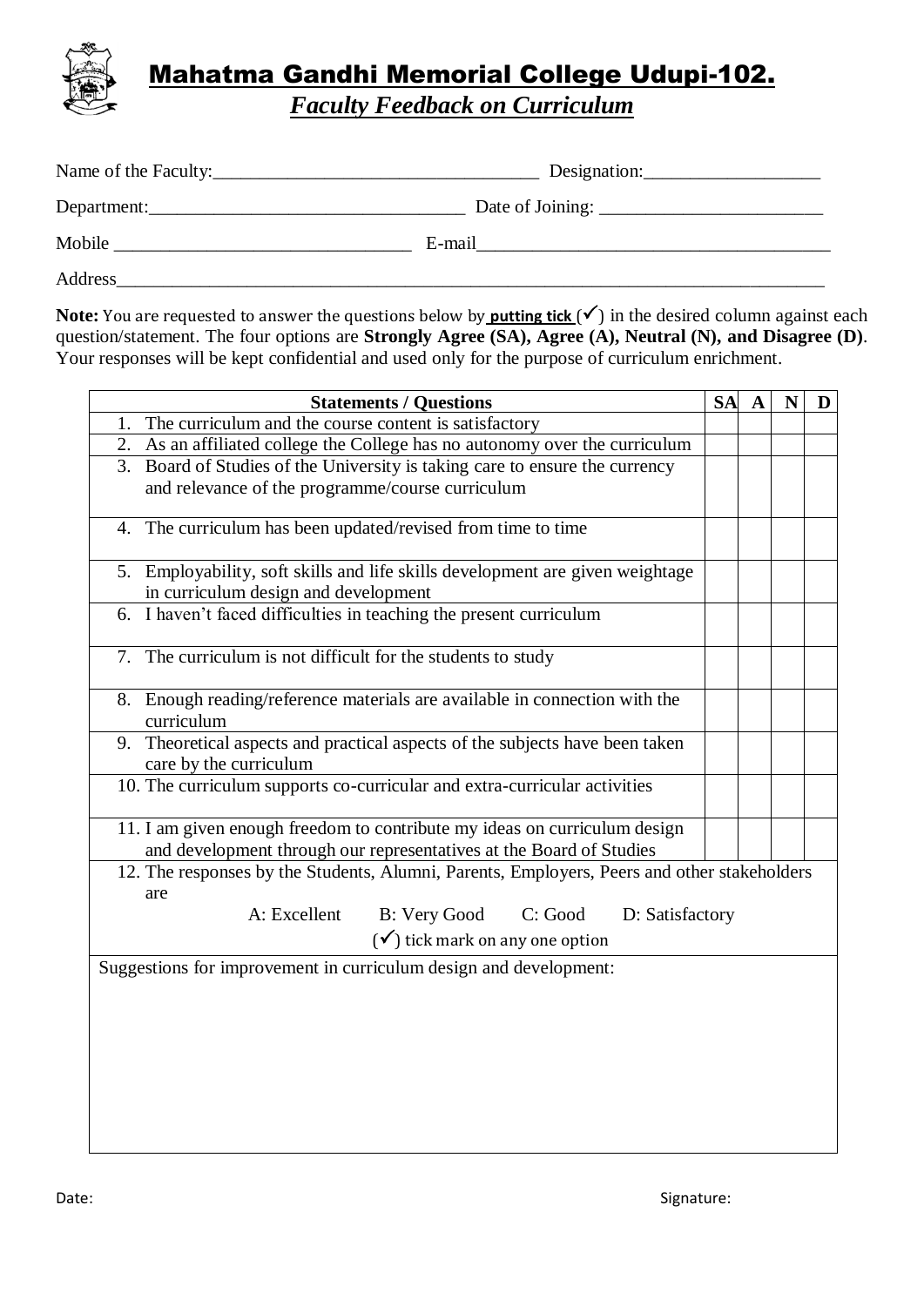# Mahatma Gandhi Memorial College Udupi-102.

## *Faculty Feedback on Curriculum*

Name of the Faculty:\_\_\_\_\_\_\_\_\_\_\_\_\_\_\_\_\_\_\_\_\_\_\_\_\_\_\_\_\_\_\_\_\_\_ Designation:\_\_\_\_\_\_\_\_\_\_\_\_\_\_\_\_\_\_

Department:\_\_\_\_\_\_\_\_\_\_\_\_\_\_\_\_\_\_\_\_\_\_\_\_\_\_\_\_\_\_\_\_\_ Date of Joining: \_\_\_\_\_\_\_\_\_\_\_\_\_\_\_\_\_\_\_\_\_\_\_

Mobile \_\_\_\_\_\_\_\_\_\_\_\_\_\_\_\_\_\_\_\_\_\_\_\_\_\_\_\_\_\_ E-mail\_\_\_\_\_\_\_\_\_\_\_\_\_\_\_\_\_\_\_\_\_\_\_\_\_\_\_\_\_\_\_\_\_\_\_\_\_

Address\_\_\_\_\_\_\_\_\_\_\_\_\_\_\_\_\_\_\_\_\_\_\_\_\_\_\_\_\_\_\_\_\_\_\_\_\_\_\_\_\_\_\_\_\_\_\_\_\_\_\_\_\_\_\_\_\_\_\_\_\_\_\_\_\_\_\_\_\_\_\_\_\_\_

**Note:** You are requested to answer the questions below by **putting tick** (✓) in the desired column against each question/statement. The four options are **Strongly Agree (SA), Agree (A), Neutral (N), and Disagree (D)**. Your responses will be kept confidential and used only for the purpose of curriculum enrichment.

| Statements / Questions | SA | A | N | D |
|---|---|---|---|---|
| 1. The curriculum and the course content is satisfactory | | | | |
| 2. As an affiliated college the College has no autonomy over the curriculum | | | | |
| 3. Board of Studies of the University is taking care to ensure the currency and relevance of the programme/course curriculum | | | | |
| 4. The curriculum has been updated/revised from time to time | | | | |
| 5. Employability, soft skills and life skills development are given weightage in curriculum design and development | | | | |
| 6. I haven't faced difficulties in teaching the present curriculum | | | | |
| 7. The curriculum is not difficult for the students to study | | | | |
| 8. Enough reading/reference materials are available in connection with the curriculum | | | | |
| 9. Theoretical aspects and practical aspects of the subjects have been taken care by the curriculum | | | | |
| 10. The curriculum supports co-curricular and extra-curricular activities | | | | |
| 11. I am given enough freedom to contribute my ideas on curriculum design and development through our representatives at the Board of Studies | | | | |

12. The responses by the Students, Alumni, Parents, Employers, Peers and other stakeholders are

A: Excellent B: Very Good C: Good D: Satisfactory

(✓) tick mark on any one option

Suggestions for improvement in curriculum design and development:

Date: Signature: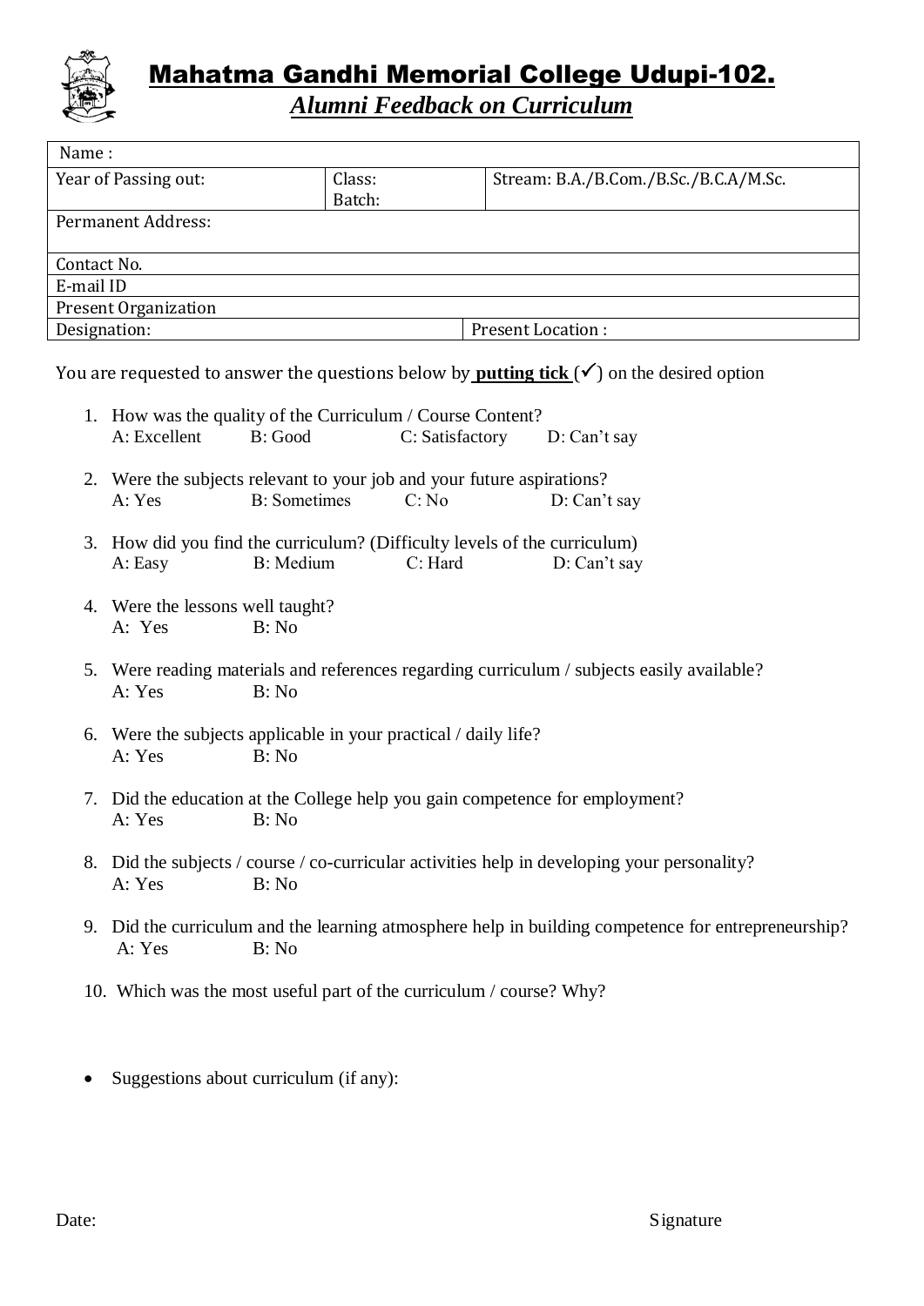# Mahatma Gandhi Memorial College Udupi-102.

## ***Alumni Feedback on Curriculum***

| Name : | | | |
|---|---|---|---|
| Year of Passing out: | Class:<br>Batch: | Stream: B.A./B.Com./B.Sc./B.C.A/M.Sc. | |
| Permanent Address: | | | |
| Contact No. | | | |
| E-mail ID | | | |
| Present Organization | | | |
| Designation: | | Present Location : | |

You are requested to answer the questions below by **putting tick** (✓) on the desired option

1. How was the quality of the Curriculum / Course Content?
   A: Excellent B: Good C: Satisfactory D: Can't say

2. Were the subjects relevant to your job and your future aspirations?
   A: Yes B: Sometimes C: No D: Can't say

3. How did you find the curriculum? (Difficulty levels of the curriculum)
   A: Easy B: Medium C: Hard D: Can't say

4. Were the lessons well taught?
   A: Yes B: No

5. Were reading materials and references regarding curriculum / subjects easily available?
   A: Yes B: No

6. Were the subjects applicable in your practical / daily life?
   A: Yes B: No

7. Did the education at the College help you gain competence for employment?
   A: Yes B: No

8. Did the subjects / course / co-curricular activities help in developing your personality?
   A: Yes B: No

9. Did the curriculum and the learning atmosphere help in building competence for entrepreneurship?
   A: Yes B: No

10. Which was the most useful part of the curriculum / course? Why?

- Suggestions about curriculum (if any):

Date: Signature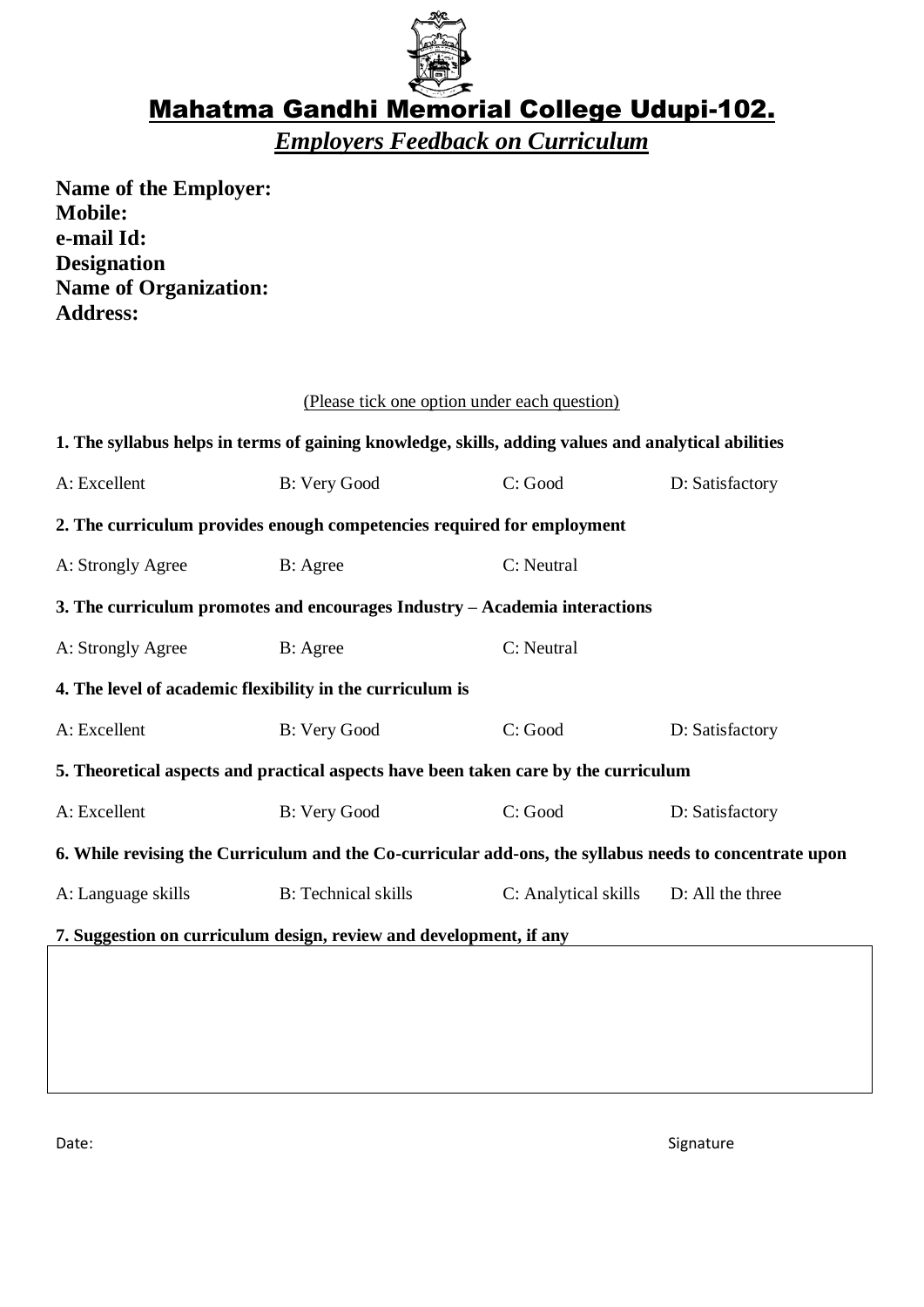# Mahatma Gandhi Memorial College Udupi-102.

## *Employers Feedback on Curriculum*

**Name of the Employer:**
**Mobile:**
**e-mail Id:**
**Designation**
**Name of Organization:**
**Address:**

(Please tick one option under each question)

**1. The syllabus helps in terms of gaining knowledge, skills, adding values and analytical abilities**

A: Excellent B: Very Good C: Good D: Satisfactory

**2. The curriculum provides enough competencies required for employment**

A: Strongly Agree B: Agree C: Neutral

**3. The curriculum promotes and encourages Industry – Academia interactions**

A: Strongly Agree B: Agree C: Neutral

**4. The level of academic flexibility in the curriculum is**

A: Excellent B: Very Good C: Good D: Satisfactory

**5. Theoretical aspects and practical aspects have been taken care by the curriculum**

A: Excellent B: Very Good C: Good D: Satisfactory

**6. While revising the Curriculum and the Co-curricular add-ons, the syllabus needs to concentrate upon**

A: Language skills B: Technical skills C: Analytical skills D: All the three

**7. Suggestion on curriculum design, review and development, if any**

Date: Signature